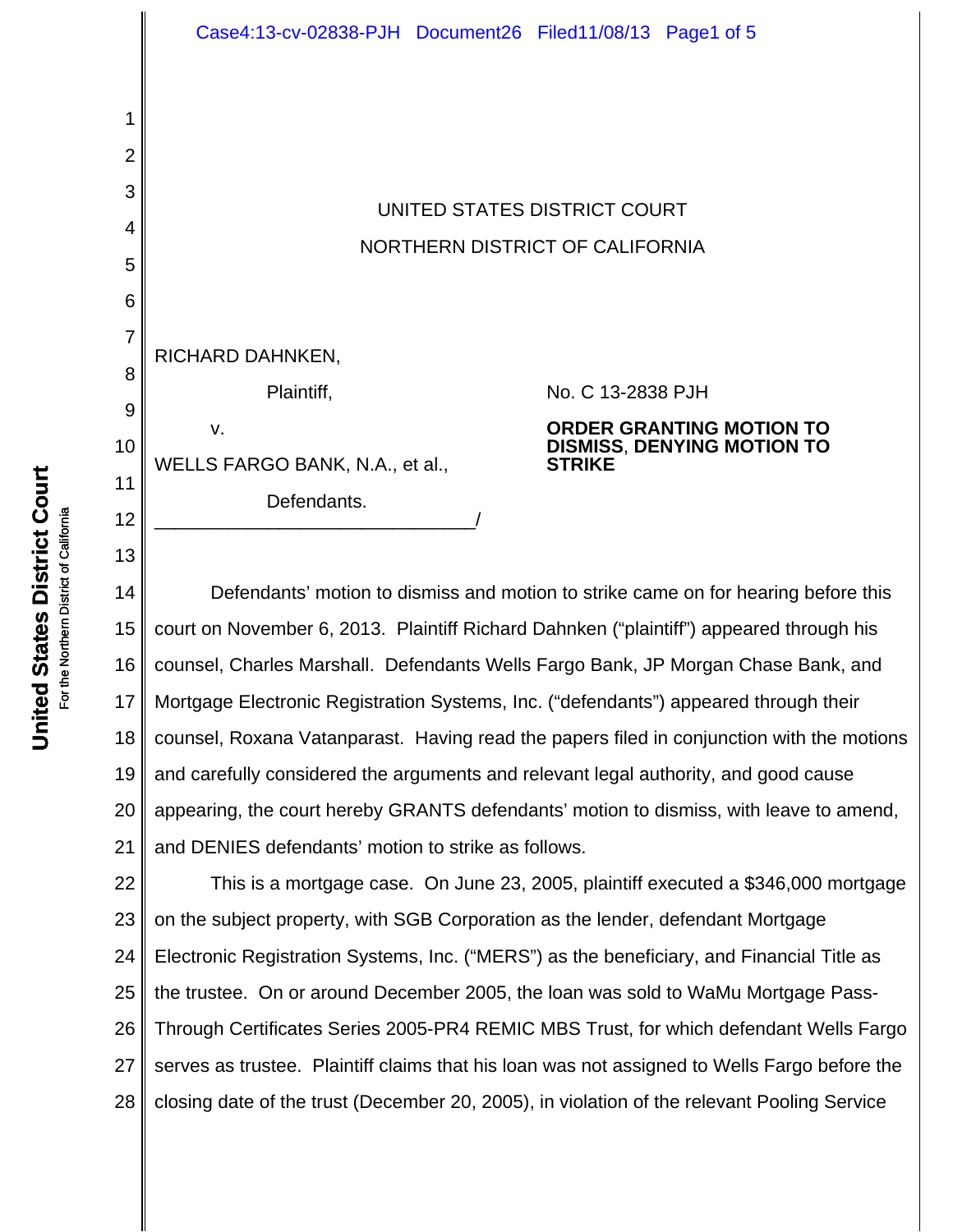UNITED STATES DISTRICT COURT

NORTHERN DISTRICT OF CALIFORNIA

RICHARD DAHNKEN,

Plaintiff,

v.

WELLS FARGO BANK, N.A., et al.,

Defendants.

_______________________________/

No. C 13-2838 PJH

**ORDER GRANTING MOTION TO DISMISS, DENYING MOTION TO STRIKE**

Defendants' motion to dismiss and motion to strike came on for hearing before this court on November 6, 2013. Plaintiff Richard Dahnken ("plaintiff") appeared through his counsel, Charles Marshall. Defendants Wells Fargo Bank, JP Morgan Chase Bank, and Mortgage Electronic Registration Systems, Inc. ("defendants") appeared through their counsel, Roxana Vatanparast. Having read the papers filed in conjunction with the motions and carefully considered the arguments and relevant legal authority, and good cause appearing, the court hereby GRANTS defendants' motion to dismiss, with leave to amend, and DENIES defendants' motion to strike as follows.

This is a mortgage case. On June 23, 2005, plaintiff executed a $346,000 mortgage on the subject property, with SGB Corporation as the lender, defendant Mortgage Electronic Registration Systems, Inc. ("MERS") as the beneficiary, and Financial Title as the trustee. On or around December 2005, the loan was sold to WaMu Mortgage Pass-Through Certificates Series 2005-PR4 REMIC MBS Trust, for which defendant Wells Fargo serves as trustee. Plaintiff claims that his loan was not assigned to Wells Fargo before the closing date of the trust (December 20, 2005), in violation of the relevant Pooling Service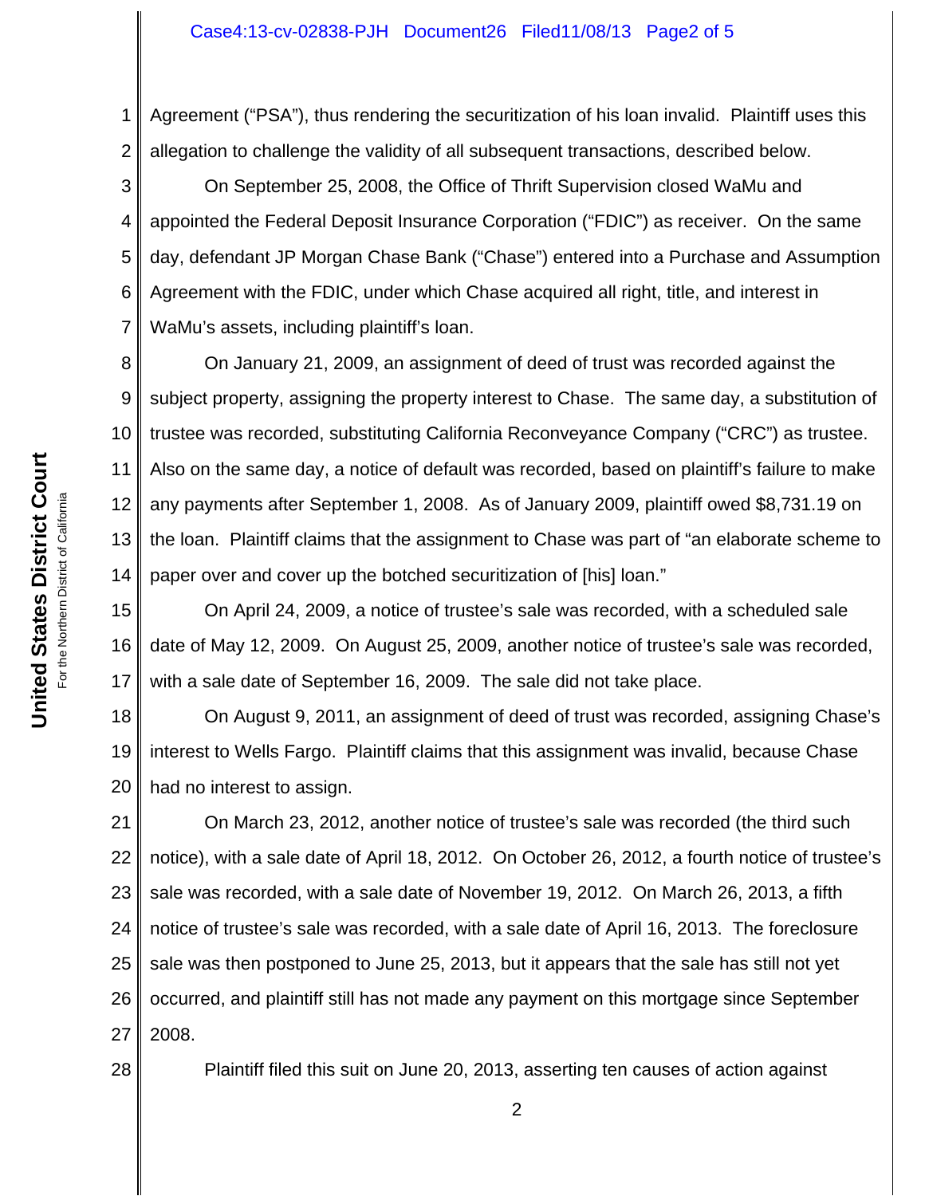Agreement ("PSA"), thus rendering the securitization of his loan invalid. Plaintiff uses this allegation to challenge the validity of all subsequent transactions, described below.

On September 25, 2008, the Office of Thrift Supervision closed WaMu and appointed the Federal Deposit Insurance Corporation ("FDIC") as receiver. On the same day, defendant JP Morgan Chase Bank ("Chase") entered into a Purchase and Assumption Agreement with the FDIC, under which Chase acquired all right, title, and interest in WaMu's assets, including plaintiff's loan.

On January 21, 2009, an assignment of deed of trust was recorded against the subject property, assigning the property interest to Chase. The same day, a substitution of trustee was recorded, substituting California Reconveyance Company ("CRC") as trustee. Also on the same day, a notice of default was recorded, based on plaintiff's failure to make any payments after September 1, 2008. As of January 2009, plaintiff owed $8,731.19 on the loan. Plaintiff claims that the assignment to Chase was part of "an elaborate scheme to paper over and cover up the botched securitization of [his] loan."

On April 24, 2009, a notice of trustee's sale was recorded, with a scheduled sale date of May 12, 2009. On August 25, 2009, another notice of trustee's sale was recorded, with a sale date of September 16, 2009. The sale did not take place.

On August 9, 2011, an assignment of deed of trust was recorded, assigning Chase's interest to Wells Fargo. Plaintiff claims that this assignment was invalid, because Chase had no interest to assign.

On March 23, 2012, another notice of trustee's sale was recorded (the third such notice), with a sale date of April 18, 2012. On October 26, 2012, a fourth notice of trustee's sale was recorded, with a sale date of November 19, 2012. On March 26, 2013, a fifth notice of trustee's sale was recorded, with a sale date of April 16, 2013. The foreclosure sale was then postponed to June 25, 2013, but it appears that the sale has still not yet occurred, and plaintiff still has not made any payment on this mortgage since September 2008.

Plaintiff filed this suit on June 20, 2013, asserting ten causes of action against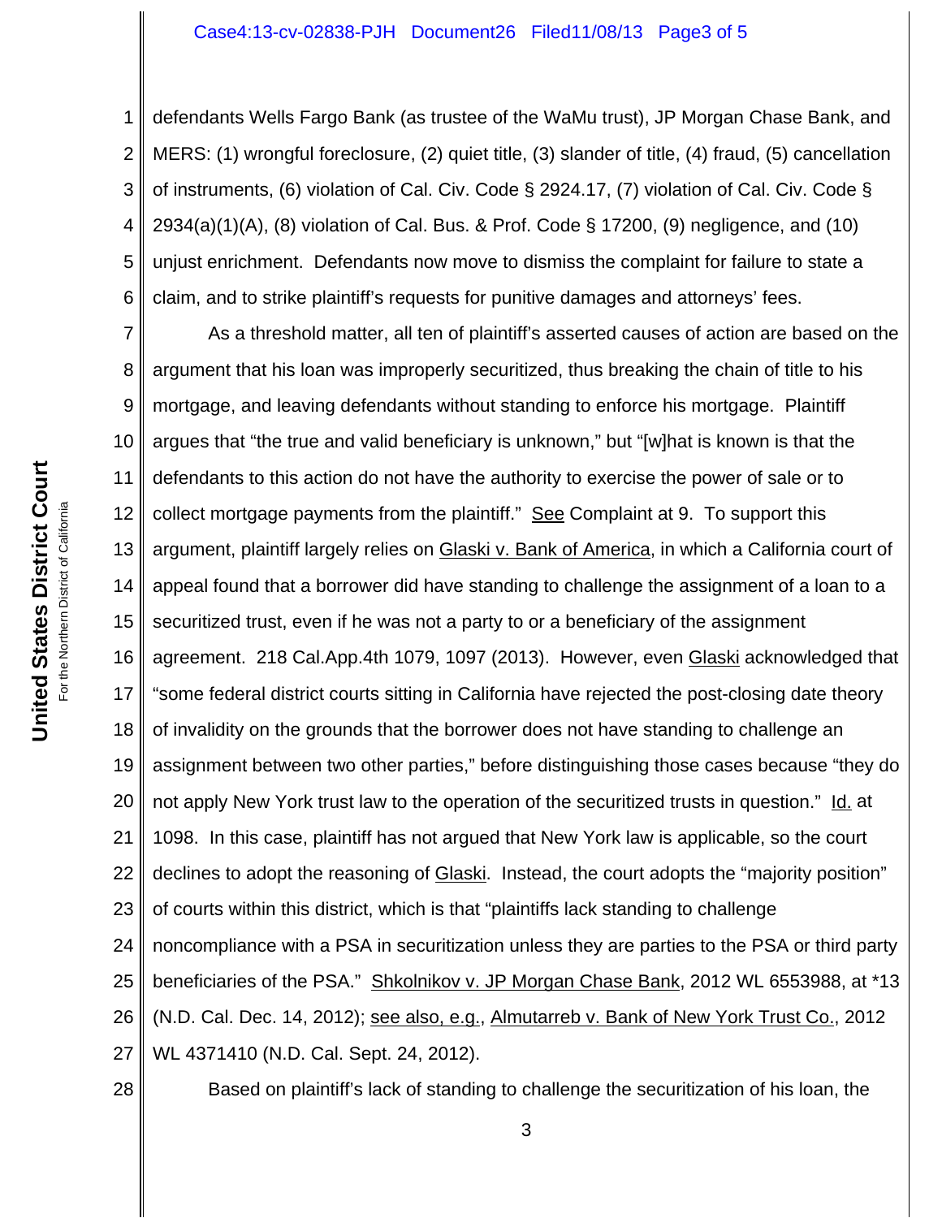defendants Wells Fargo Bank (as trustee of the WaMu trust), JP Morgan Chase Bank, and MERS: (1) wrongful foreclosure, (2) quiet title, (3) slander of title, (4) fraud, (5) cancellation of instruments, (6) violation of Cal. Civ. Code § 2924.17, (7) violation of Cal. Civ. Code § 2934(a)(1)(A), (8) violation of Cal. Bus. & Prof. Code § 17200, (9) negligence, and (10) unjust enrichment. Defendants now move to dismiss the complaint for failure to state a claim, and to strike plaintiff's requests for punitive damages and attorneys' fees.

As a threshold matter, all ten of plaintiff's asserted causes of action are based on the argument that his loan was improperly securitized, thus breaking the chain of title to his mortgage, and leaving defendants without standing to enforce his mortgage. Plaintiff argues that "the true and valid beneficiary is unknown," but "[w]hat is known is that the defendants to this action do not have the authority to exercise the power of sale or to collect mortgage payments from the plaintiff." See Complaint at 9. To support this argument, plaintiff largely relies on Glaski v. Bank of America, in which a California court of appeal found that a borrower did have standing to challenge the assignment of a loan to a securitized trust, even if he was not a party to or a beneficiary of the assignment agreement. 218 Cal.App.4th 1079, 1097 (2013). However, even Glaski acknowledged that "some federal district courts sitting in California have rejected the post-closing date theory of invalidity on the grounds that the borrower does not have standing to challenge an assignment between two other parties," before distinguishing those cases because "they do not apply New York trust law to the operation of the securitized trusts in question." Id. at 1098. In this case, plaintiff has not argued that New York law is applicable, so the court declines to adopt the reasoning of Glaski. Instead, the court adopts the "majority position" of courts within this district, which is that "plaintiffs lack standing to challenge noncompliance with a PSA in securitization unless they are parties to the PSA or third party beneficiaries of the PSA." Shkolnikov v. JP Morgan Chase Bank, 2012 WL 6553988, at *13 (N.D. Cal. Dec. 14, 2012); see also, e.g., Almutarreb v. Bank of New York Trust Co., 2012 WL 4371410 (N.D. Cal. Sept. 24, 2012).

Based on plaintiff's lack of standing to challenge the securitization of his loan, the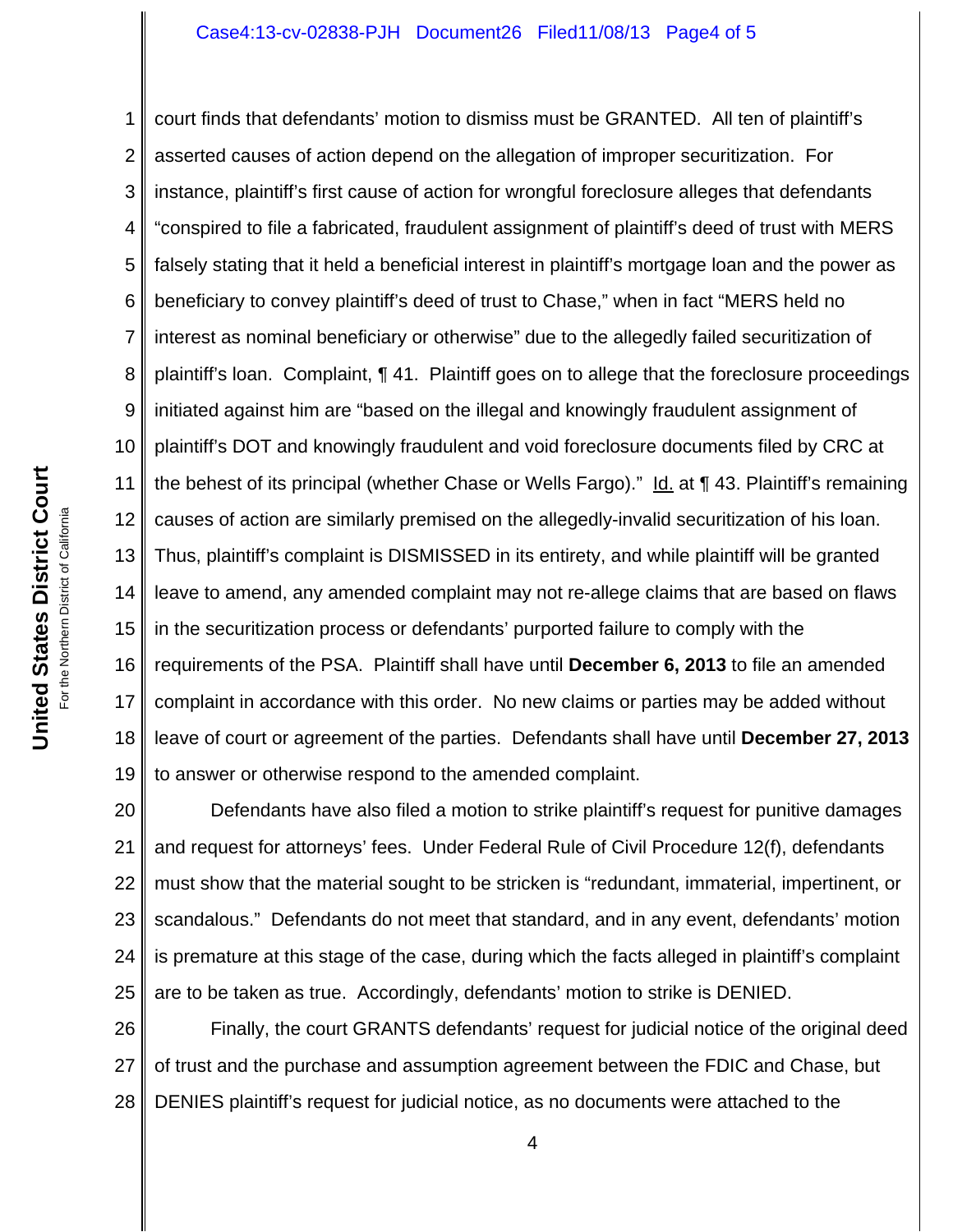court finds that defendants' motion to dismiss must be GRANTED. All ten of plaintiff's asserted causes of action depend on the allegation of improper securitization. For instance, plaintiff's first cause of action for wrongful foreclosure alleges that defendants "conspired to file a fabricated, fraudulent assignment of plaintiff's deed of trust with MERS falsely stating that it held a beneficial interest in plaintiff's mortgage loan and the power as beneficiary to convey plaintiff's deed of trust to Chase," when in fact "MERS held no interest as nominal beneficiary or otherwise" due to the allegedly failed securitization of plaintiff's loan. Complaint, ¶ 41. Plaintiff goes on to allege that the foreclosure proceedings initiated against him are "based on the illegal and knowingly fraudulent assignment of plaintiff's DOT and knowingly fraudulent and void foreclosure documents filed by CRC at the behest of its principal (whether Chase or Wells Fargo)." Id. at ¶ 43. Plaintiff's remaining causes of action are similarly premised on the allegedly-invalid securitization of his loan. Thus, plaintiff's complaint is DISMISSED in its entirety, and while plaintiff will be granted leave to amend, any amended complaint may not re-allege claims that are based on flaws in the securitization process or defendants' purported failure to comply with the requirements of the PSA. Plaintiff shall have until **December 6, 2013** to file an amended complaint in accordance with this order. No new claims or parties may be added without leave of court or agreement of the parties. Defendants shall have until **December 27, 2013** to answer or otherwise respond to the amended complaint.

Defendants have also filed a motion to strike plaintiff's request for punitive damages and request for attorneys' fees. Under Federal Rule of Civil Procedure 12(f), defendants must show that the material sought to be stricken is "redundant, immaterial, impertinent, or scandalous." Defendants do not meet that standard, and in any event, defendants' motion is premature at this stage of the case, during which the facts alleged in plaintiff's complaint are to be taken as true. Accordingly, defendants' motion to strike is DENIED.

Finally, the court GRANTS defendants' request for judicial notice of the original deed of trust and the purchase and assumption agreement between the FDIC and Chase, but DENIES plaintiff's request for judicial notice, as no documents were attached to the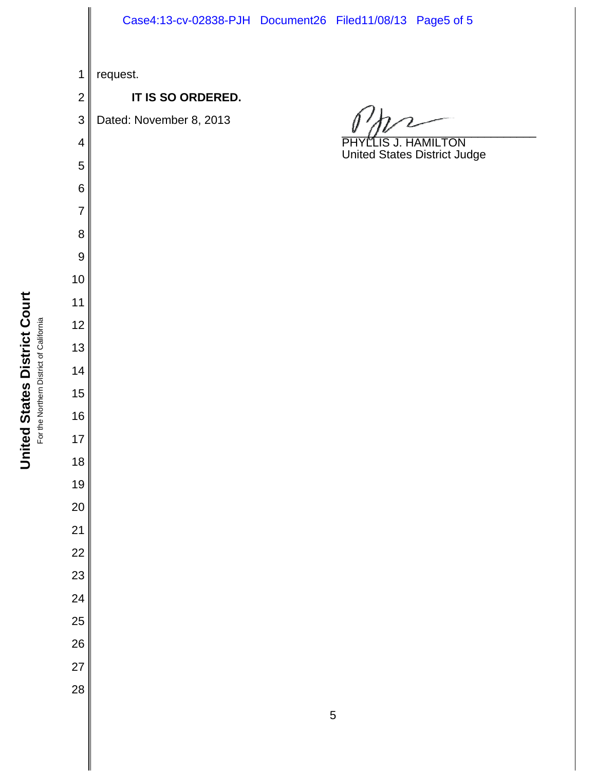request.

**IT IS SO ORDERED.**

Dated: November 8, 2013

PHYLLIS J. HAMILTON
United States District Judge